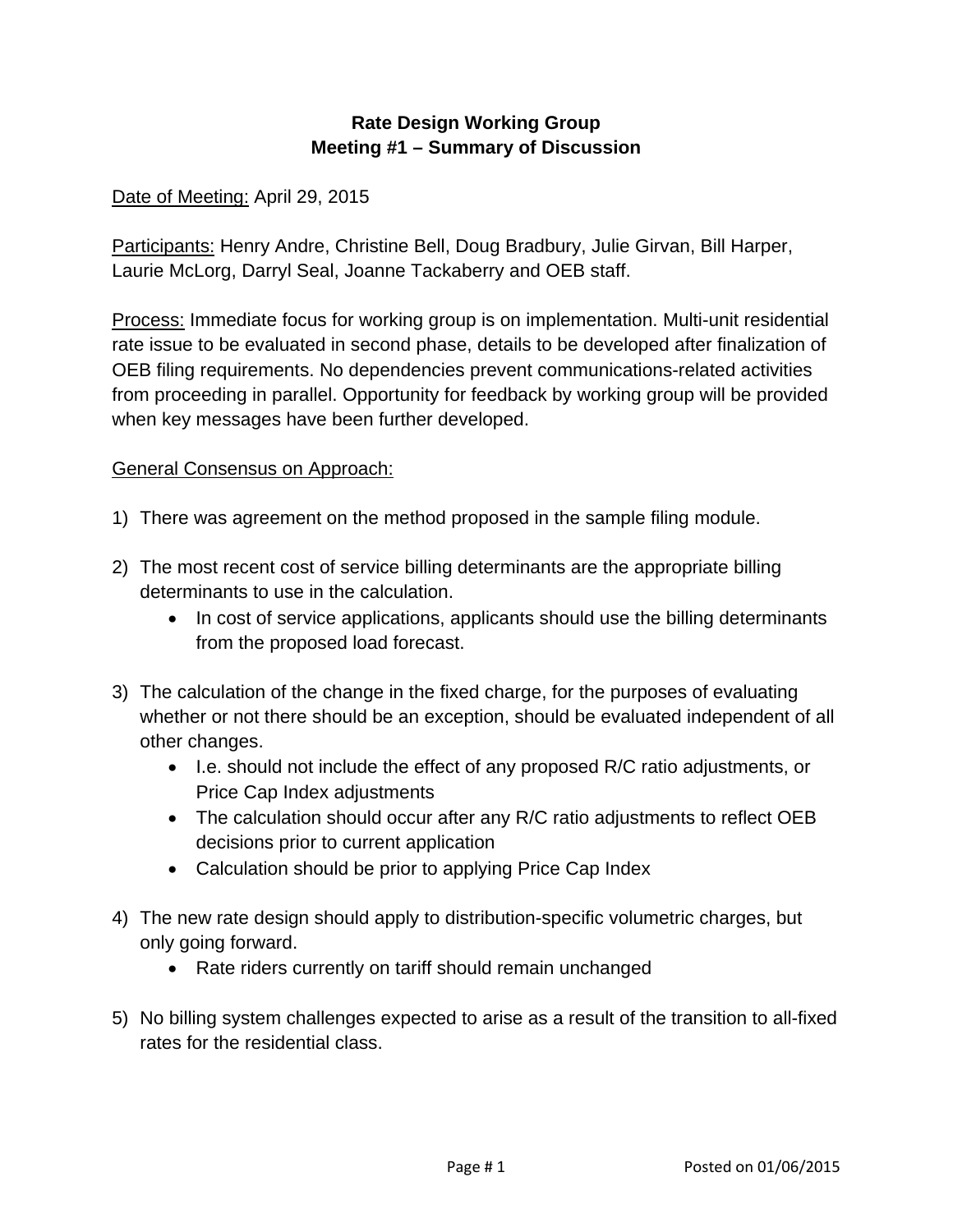**Rate Design Working Group**
**Meeting #1 – Summary of Discussion**

Date of Meeting: April 29, 2015

Participants: Henry Andre, Christine Bell, Doug Bradbury, Julie Girvan, Bill Harper, Laurie McLorg, Darryl Seal, Joanne Tackaberry and OEB staff.

Process: Immediate focus for working group is on implementation. Multi-unit residential rate issue to be evaluated in second phase, details to be developed after finalization of OEB filing requirements. No dependencies prevent communications-related activities from proceeding in parallel. Opportunity for feedback by working group will be provided when key messages have been further developed.

General Consensus on Approach:

1) There was agreement on the method proposed in the sample filing module.

2) The most recent cost of service billing determinants are the appropriate billing determinants to use in the calculation.
   - In cost of service applications, applicants should use the billing determinants from the proposed load forecast.

3) The calculation of the change in the fixed charge, for the purposes of evaluating whether or not there should be an exception, should be evaluated independent of all other changes.
   - I.e. should not include the effect of any proposed R/C ratio adjustments, or Price Cap Index adjustments
   - The calculation should occur after any R/C ratio adjustments to reflect OEB decisions prior to current application
   - Calculation should be prior to applying Price Cap Index

4) The new rate design should apply to distribution-specific volumetric charges, but only going forward.
   - Rate riders currently on tariff should remain unchanged

5) No billing system challenges expected to arise as a result of the transition to all-fixed rates for the residential class.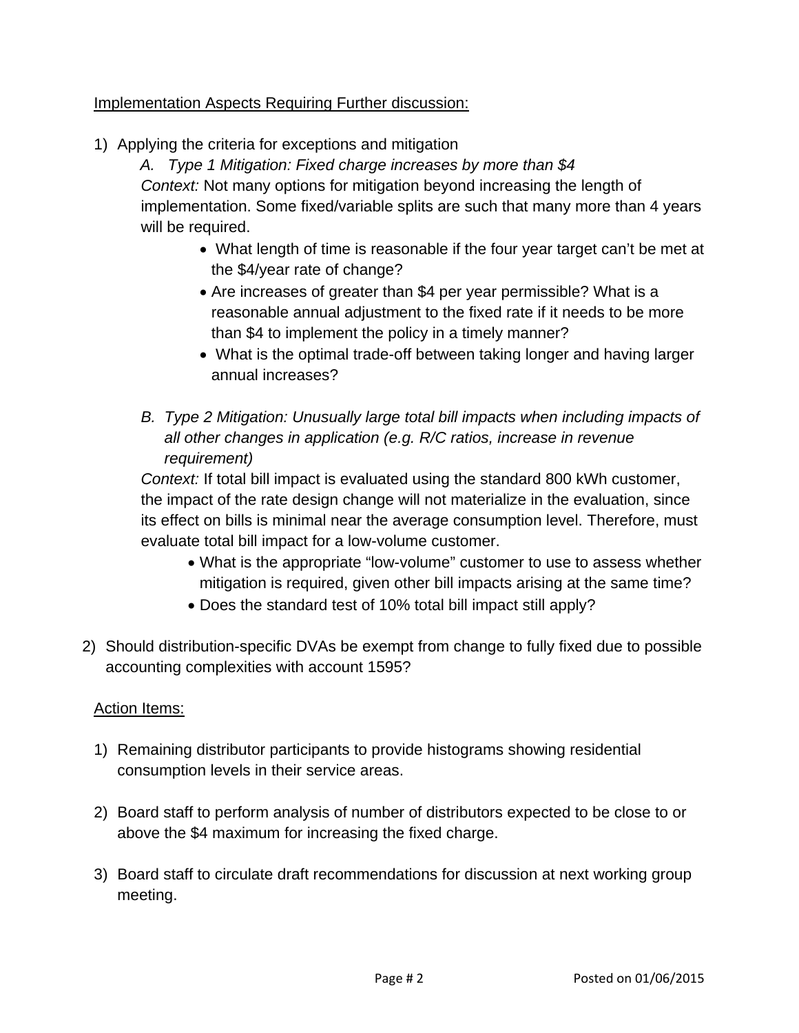Implementation Aspects Requiring Further discussion:

1) Applying the criteria for exceptions and mitigation

   A. *Type 1 Mitigation: Fixed charge increases by more than $4*

   *Context:* Not many options for mitigation beyond increasing the length of implementation. Some fixed/variable splits are such that many more than 4 years will be required.

   - What length of time is reasonable if the four year target can't be met at the $4/year rate of change?
   - Are increases of greater than $4 per year permissible? What is a reasonable annual adjustment to the fixed rate if it needs to be more than $4 to implement the policy in a timely manner?
   - What is the optimal trade-off between taking longer and having larger annual increases?

   B. *Type 2 Mitigation: Unusually large total bill impacts when including impacts of all other changes in application (e.g. R/C ratios, increase in revenue requirement)*

   *Context:* If total bill impact is evaluated using the standard 800 kWh customer, the impact of the rate design change will not materialize in the evaluation, since its effect on bills is minimal near the average consumption level. Therefore, must evaluate total bill impact for a low-volume customer.

   - What is the appropriate "low-volume" customer to use to assess whether mitigation is required, given other bill impacts arising at the same time?
   - Does the standard test of 10% total bill impact still apply?

2) Should distribution-specific DVAs be exempt from change to fully fixed due to possible accounting complexities with account 1595?

Action Items:

1) Remaining distributor participants to provide histograms showing residential consumption levels in their service areas.

2) Board staff to perform analysis of number of distributors expected to be close to or above the $4 maximum for increasing the fixed charge.

3) Board staff to circulate draft recommendations for discussion at next working group meeting.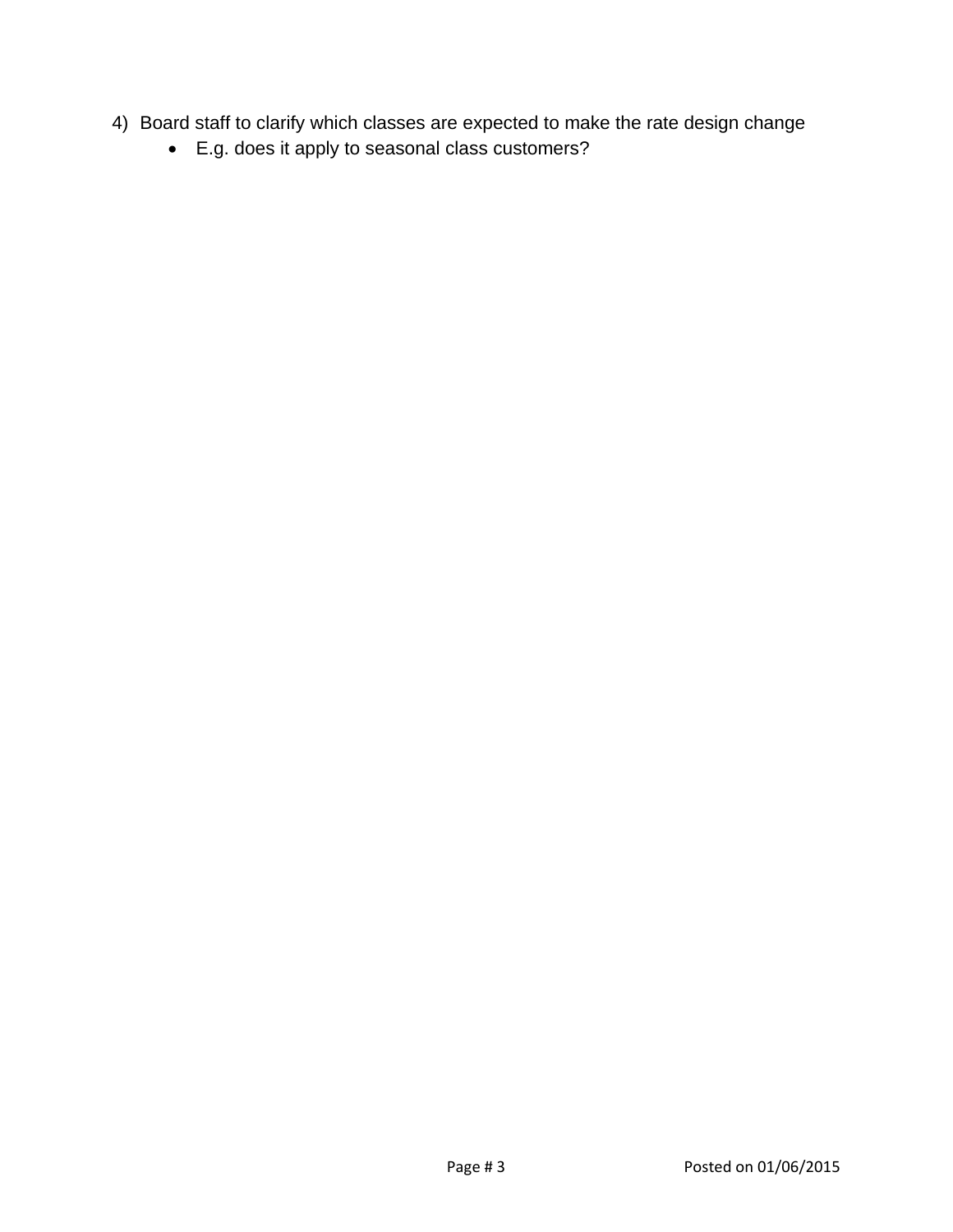4) Board staff to clarify which classes are expected to make the rate design change
    - E.g. does it apply to seasonal class customers?